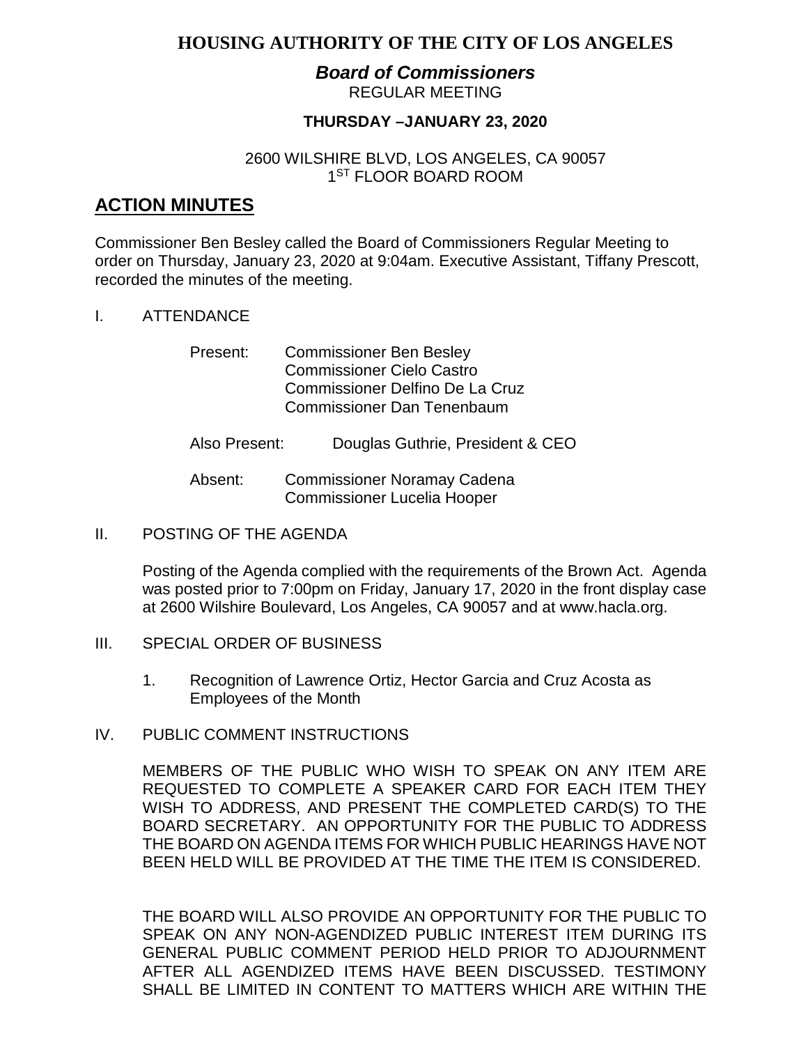# HOUSING AUTHORITY OF THE CITY OF LOS ANGELES

## *Board of Commissioners*

REGULAR MEETING

**THURSDAY –JANUARY 23, 2020**

2600 WILSHIRE BLVD, LOS ANGELES, CA 90057
1ST FLOOR BOARD ROOM

## ACTION MINUTES

Commissioner Ben Besley called the Board of Commissioners Regular Meeting to order on Thursday, January 23, 2020 at 9:04am. Executive Assistant, Tiffany Prescott, recorded the minutes of the meeting.

I. ATTENDANCE

Present: Commissioner Ben Besley
Commissioner Cielo Castro
Commissioner Delfino De La Cruz
Commissioner Dan Tenenbaum

Also Present: Douglas Guthrie, President & CEO

Absent: Commissioner Noramay Cadena
Commissioner Lucelia Hooper

II. POSTING OF THE AGENDA

Posting of the Agenda complied with the requirements of the Brown Act. Agenda was posted prior to 7:00pm on Friday, January 17, 2020 in the front display case at 2600 Wilshire Boulevard, Los Angeles, CA 90057 and at www.hacla.org.

III. SPECIAL ORDER OF BUSINESS

1. Recognition of Lawrence Ortiz, Hector Garcia and Cruz Acosta as Employees of the Month

IV. PUBLIC COMMENT INSTRUCTIONS

MEMBERS OF THE PUBLIC WHO WISH TO SPEAK ON ANY ITEM ARE REQUESTED TO COMPLETE A SPEAKER CARD FOR EACH ITEM THEY WISH TO ADDRESS, AND PRESENT THE COMPLETED CARD(S) TO THE BOARD SECRETARY. AN OPPORTUNITY FOR THE PUBLIC TO ADDRESS THE BOARD ON AGENDA ITEMS FOR WHICH PUBLIC HEARINGS HAVE NOT BEEN HELD WILL BE PROVIDED AT THE TIME THE ITEM IS CONSIDERED.

THE BOARD WILL ALSO PROVIDE AN OPPORTUNITY FOR THE PUBLIC TO SPEAK ON ANY NON-AGENDIZED PUBLIC INTEREST ITEM DURING ITS GENERAL PUBLIC COMMENT PERIOD HELD PRIOR TO ADJOURNMENT AFTER ALL AGENDIZED ITEMS HAVE BEEN DISCUSSED. TESTIMONY SHALL BE LIMITED IN CONTENT TO MATTERS WHICH ARE WITHIN THE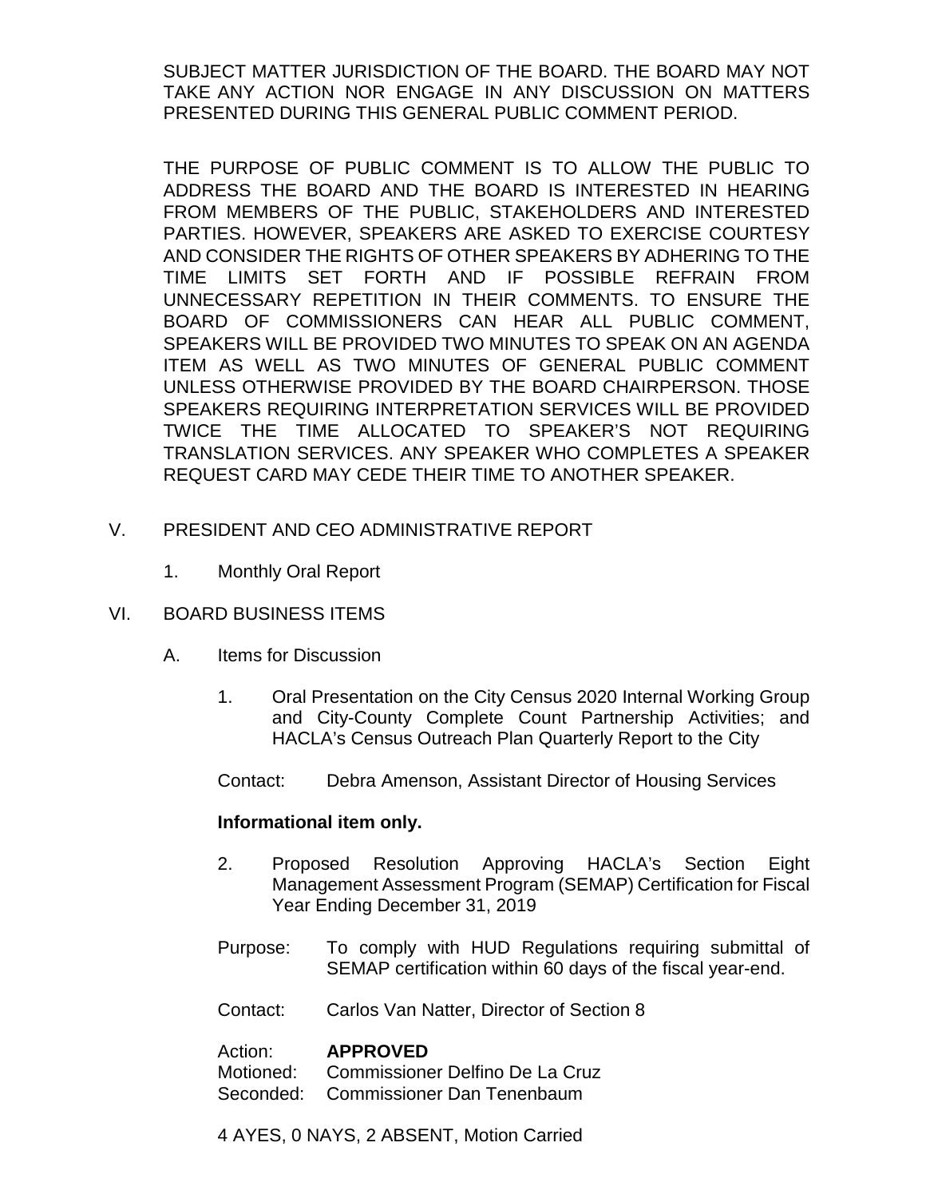SUBJECT MATTER JURISDICTION OF THE BOARD. THE BOARD MAY NOT TAKE ANY ACTION NOR ENGAGE IN ANY DISCUSSION ON MATTERS PRESENTED DURING THIS GENERAL PUBLIC COMMENT PERIOD.

THE PURPOSE OF PUBLIC COMMENT IS TO ALLOW THE PUBLIC TO ADDRESS THE BOARD AND THE BOARD IS INTERESTED IN HEARING FROM MEMBERS OF THE PUBLIC, STAKEHOLDERS AND INTERESTED PARTIES. HOWEVER, SPEAKERS ARE ASKED TO EXERCISE COURTESY AND CONSIDER THE RIGHTS OF OTHER SPEAKERS BY ADHERING TO THE TIME LIMITS SET FORTH AND IF POSSIBLE REFRAIN FROM UNNECESSARY REPETITION IN THEIR COMMENTS. TO ENSURE THE BOARD OF COMMISSIONERS CAN HEAR ALL PUBLIC COMMENT, SPEAKERS WILL BE PROVIDED TWO MINUTES TO SPEAK ON AN AGENDA ITEM AS WELL AS TWO MINUTES OF GENERAL PUBLIC COMMENT UNLESS OTHERWISE PROVIDED BY THE BOARD CHAIRPERSON. THOSE SPEAKERS REQUIRING INTERPRETATION SERVICES WILL BE PROVIDED TWICE THE TIME ALLOCATED TO SPEAKER'S NOT REQUIRING TRANSLATION SERVICES. ANY SPEAKER WHO COMPLETES A SPEAKER REQUEST CARD MAY CEDE THEIR TIME TO ANOTHER SPEAKER.

V. PRESIDENT AND CEO ADMINISTRATIVE REPORT

1. Monthly Oral Report

VI. BOARD BUSINESS ITEMS

A. Items for Discussion

1. Oral Presentation on the City Census 2020 Internal Working Group and City-County Complete Count Partnership Activities; and HACLA's Census Outreach Plan Quarterly Report to the City

Contact: Debra Amenson, Assistant Director of Housing Services

**Informational item only.**

2. Proposed Resolution Approving HACLA's Section Eight Management Assessment Program (SEMAP) Certification for Fiscal Year Ending December 31, 2019

Purpose: To comply with HUD Regulations requiring submittal of SEMAP certification within 60 days of the fiscal year-end.

Contact: Carlos Van Natter, Director of Section 8

Action: **APPROVED**
Motioned: Commissioner Delfino De La Cruz
Seconded: Commissioner Dan Tenenbaum

4 AYES, 0 NAYS, 2 ABSENT, Motion Carried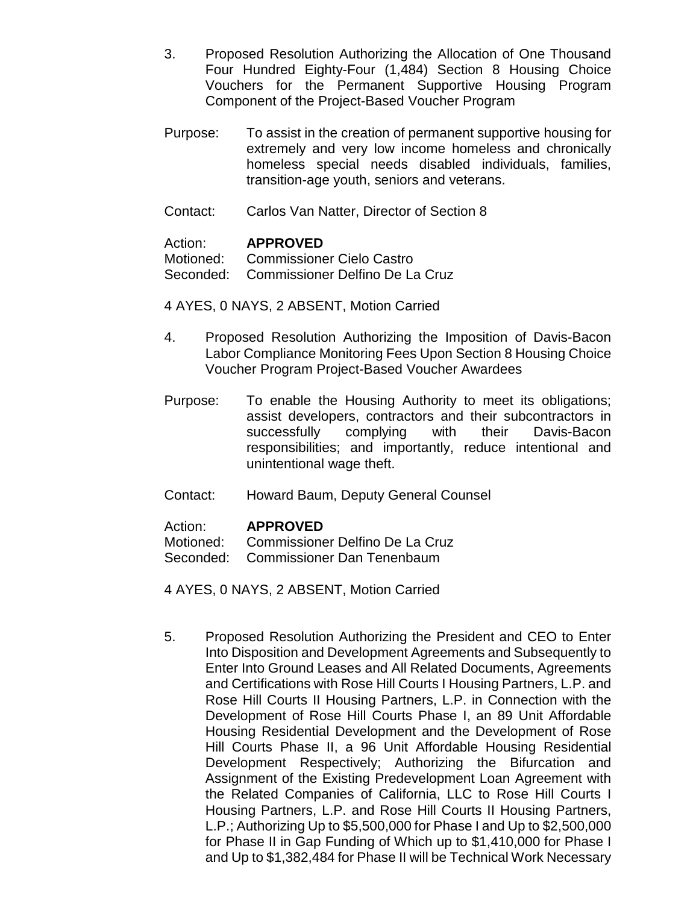3. Proposed Resolution Authorizing the Allocation of One Thousand Four Hundred Eighty-Four (1,484) Section 8 Housing Choice Vouchers for the Permanent Supportive Housing Program Component of the Project-Based Voucher Program

Purpose: To assist in the creation of permanent supportive housing for extremely and very low income homeless and chronically homeless special needs disabled individuals, families, transition-age youth, seniors and veterans.

Contact: Carlos Van Natter, Director of Section 8

Action: **APPROVED**
Motioned: Commissioner Cielo Castro
Seconded: Commissioner Delfino De La Cruz

4 AYES, 0 NAYS, 2 ABSENT, Motion Carried

4. Proposed Resolution Authorizing the Imposition of Davis-Bacon Labor Compliance Monitoring Fees Upon Section 8 Housing Choice Voucher Program Project-Based Voucher Awardees

Purpose: To enable the Housing Authority to meet its obligations; assist developers, contractors and their subcontractors in successfully complying with their Davis-Bacon responsibilities; and importantly, reduce intentional and unintentional wage theft.

Contact: Howard Baum, Deputy General Counsel

Action: **APPROVED**
Motioned: Commissioner Delfino De La Cruz
Seconded: Commissioner Dan Tenenbaum

4 AYES, 0 NAYS, 2 ABSENT, Motion Carried

5. Proposed Resolution Authorizing the President and CEO to Enter Into Disposition and Development Agreements and Subsequently to Enter Into Ground Leases and All Related Documents, Agreements and Certifications with Rose Hill Courts I Housing Partners, L.P. and Rose Hill Courts II Housing Partners, L.P. in Connection with the Development of Rose Hill Courts Phase I, an 89 Unit Affordable Housing Residential Development and the Development of Rose Hill Courts Phase II, a 96 Unit Affordable Housing Residential Development Respectively; Authorizing the Bifurcation and Assignment of the Existing Predevelopment Loan Agreement with the Related Companies of California, LLC to Rose Hill Courts I Housing Partners, L.P. and Rose Hill Courts II Housing Partners, L.P.; Authorizing Up to $5,500,000 for Phase I and Up to $2,500,000 for Phase II in Gap Funding of Which up to $1,410,000 for Phase I and Up to $1,382,484 for Phase II will be Technical Work Necessary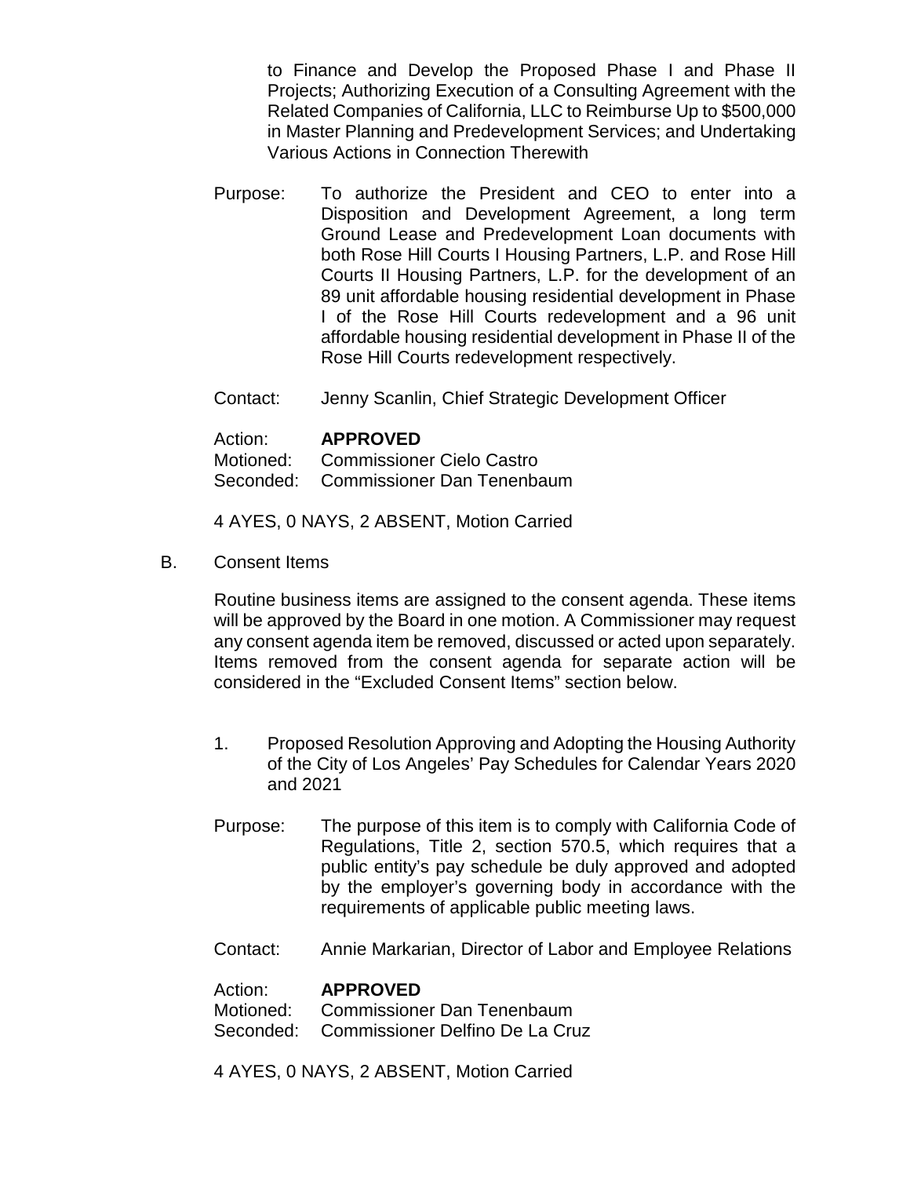to Finance and Develop the Proposed Phase I and Phase II Projects; Authorizing Execution of a Consulting Agreement with the Related Companies of California, LLC to Reimburse Up to $500,000 in Master Planning and Predevelopment Services; and Undertaking Various Actions in Connection Therewith

Purpose: To authorize the President and CEO to enter into a Disposition and Development Agreement, a long term Ground Lease and Predevelopment Loan documents with both Rose Hill Courts I Housing Partners, L.P. and Rose Hill Courts II Housing Partners, L.P. for the development of an 89 unit affordable housing residential development in Phase I of the Rose Hill Courts redevelopment and a 96 unit affordable housing residential development in Phase II of the Rose Hill Courts redevelopment respectively.

Contact: Jenny Scanlin, Chief Strategic Development Officer

Action: **APPROVED**
Motioned: Commissioner Cielo Castro
Seconded: Commissioner Dan Tenenbaum

4 AYES, 0 NAYS, 2 ABSENT, Motion Carried

B. Consent Items

Routine business items are assigned to the consent agenda. These items will be approved by the Board in one motion. A Commissioner may request any consent agenda item be removed, discussed or acted upon separately. Items removed from the consent agenda for separate action will be considered in the "Excluded Consent Items" section below.

1. Proposed Resolution Approving and Adopting the Housing Authority of the City of Los Angeles' Pay Schedules for Calendar Years 2020 and 2021

Purpose: The purpose of this item is to comply with California Code of Regulations, Title 2, section 570.5, which requires that a public entity's pay schedule be duly approved and adopted by the employer's governing body in accordance with the requirements of applicable public meeting laws.

Contact: Annie Markarian, Director of Labor and Employee Relations

Action: **APPROVED**
Motioned: Commissioner Dan Tenenbaum
Seconded: Commissioner Delfino De La Cruz

4 AYES, 0 NAYS, 2 ABSENT, Motion Carried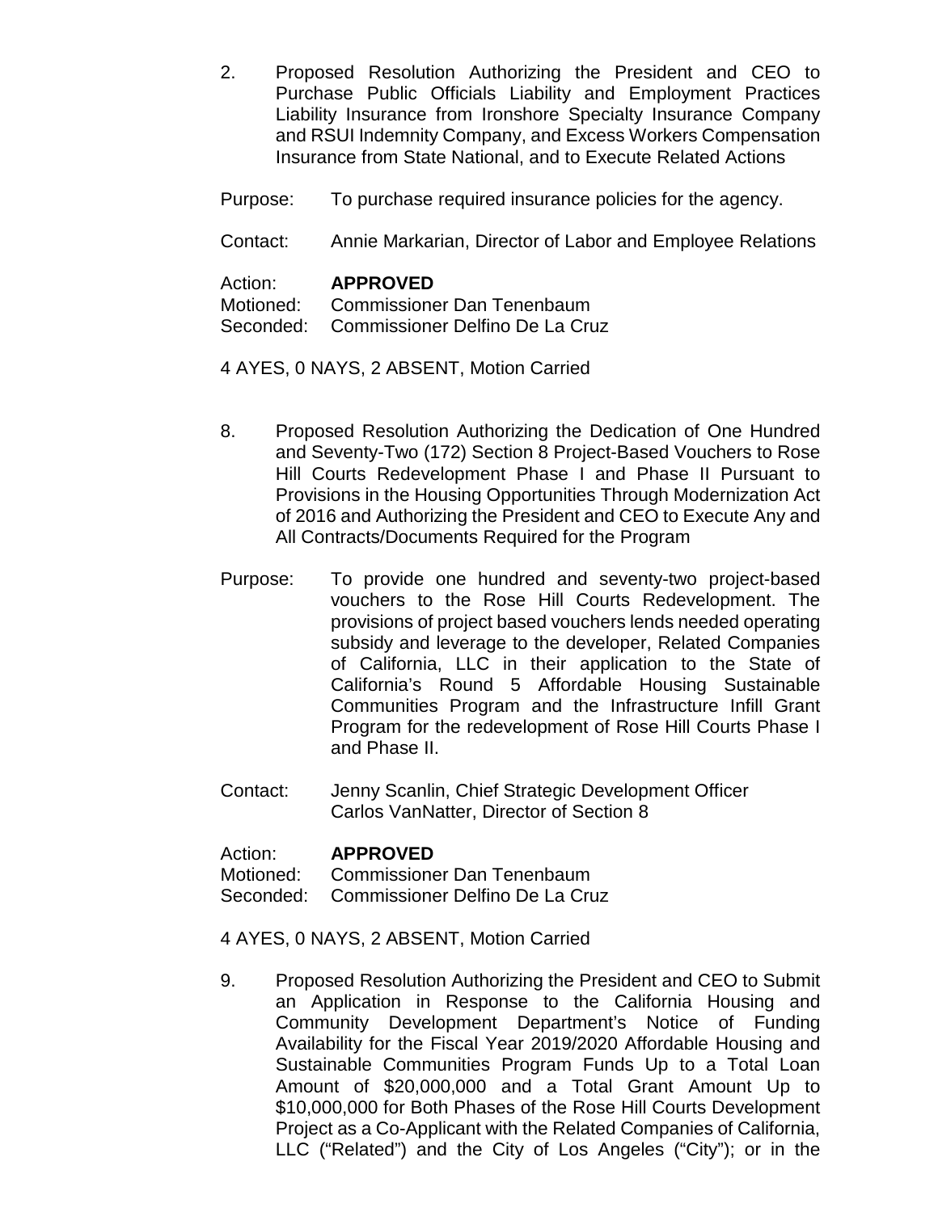2. Proposed Resolution Authorizing the President and CEO to Purchase Public Officials Liability and Employment Practices Liability Insurance from Ironshore Specialty Insurance Company and RSUI Indemnity Company, and Excess Workers Compensation Insurance from State National, and to Execute Related Actions

Purpose: To purchase required insurance policies for the agency.

Contact: Annie Markarian, Director of Labor and Employee Relations

Action: **APPROVED**
Motioned: Commissioner Dan Tenenbaum
Seconded: Commissioner Delfino De La Cruz

4 AYES, 0 NAYS, 2 ABSENT, Motion Carried

8. Proposed Resolution Authorizing the Dedication of One Hundred and Seventy-Two (172) Section 8 Project-Based Vouchers to Rose Hill Courts Redevelopment Phase I and Phase II Pursuant to Provisions in the Housing Opportunities Through Modernization Act of 2016 and Authorizing the President and CEO to Execute Any and All Contracts/Documents Required for the Program

Purpose: To provide one hundred and seventy-two project-based vouchers to the Rose Hill Courts Redevelopment. The provisions of project based vouchers lends needed operating subsidy and leverage to the developer, Related Companies of California, LLC in their application to the State of California's Round 5 Affordable Housing Sustainable Communities Program and the Infrastructure Infill Grant Program for the redevelopment of Rose Hill Courts Phase I and Phase II.

Contact: Jenny Scanlin, Chief Strategic Development Officer
Carlos VanNatter, Director of Section 8

Action: **APPROVED**
Motioned: Commissioner Dan Tenenbaum
Seconded: Commissioner Delfino De La Cruz

4 AYES, 0 NAYS, 2 ABSENT, Motion Carried

9. Proposed Resolution Authorizing the President and CEO to Submit an Application in Response to the California Housing and Community Development Department's Notice of Funding Availability for the Fiscal Year 2019/2020 Affordable Housing and Sustainable Communities Program Funds Up to a Total Loan Amount of $20,000,000 and a Total Grant Amount Up to $10,000,000 for Both Phases of the Rose Hill Courts Development Project as a Co-Applicant with the Related Companies of California, LLC ("Related") and the City of Los Angeles ("City"); or in the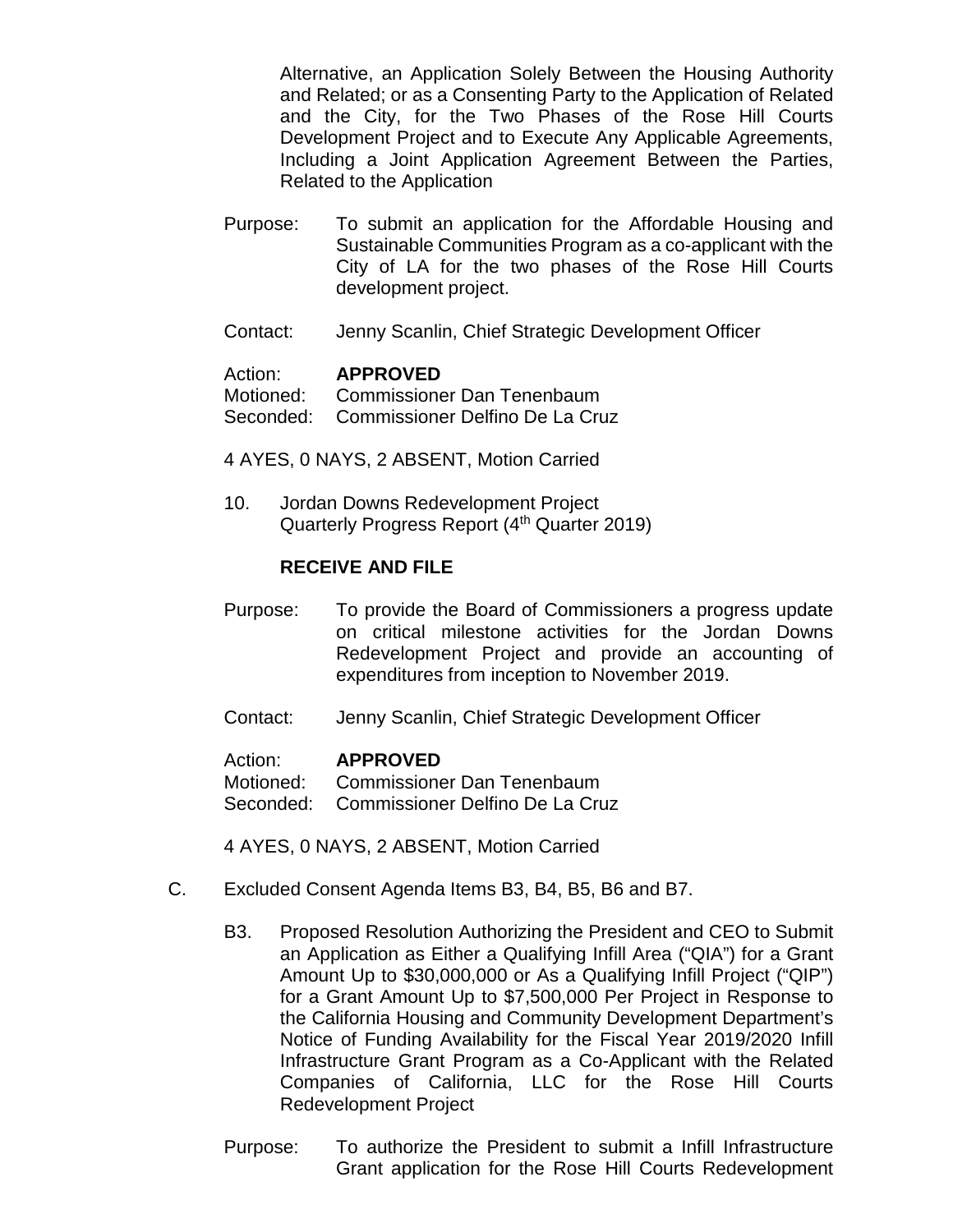Alternative, an Application Solely Between the Housing Authority and Related; or as a Consenting Party to the Application of Related and the City, for the Two Phases of the Rose Hill Courts Development Project and to Execute Any Applicable Agreements, Including a Joint Application Agreement Between the Parties, Related to the Application

Purpose: To submit an application for the Affordable Housing and Sustainable Communities Program as a co-applicant with the City of LA for the two phases of the Rose Hill Courts development project.

Contact: Jenny Scanlin, Chief Strategic Development Officer

Action: **APPROVED**
Motioned: Commissioner Dan Tenenbaum
Seconded: Commissioner Delfino De La Cruz

4 AYES, 0 NAYS, 2 ABSENT, Motion Carried

10. Jordan Downs Redevelopment Project
Quarterly Progress Report (4th Quarter 2019)

**RECEIVE AND FILE**

Purpose: To provide the Board of Commissioners a progress update on critical milestone activities for the Jordan Downs Redevelopment Project and provide an accounting of expenditures from inception to November 2019.

Contact: Jenny Scanlin, Chief Strategic Development Officer

Action: **APPROVED**
Motioned: Commissioner Dan Tenenbaum
Seconded: Commissioner Delfino De La Cruz

4 AYES, 0 NAYS, 2 ABSENT, Motion Carried

C. Excluded Consent Agenda Items B3, B4, B5, B6 and B7.

B3. Proposed Resolution Authorizing the President and CEO to Submit an Application as Either a Qualifying Infill Area ("QIA") for a Grant Amount Up to $30,000,000 or As a Qualifying Infill Project ("QIP") for a Grant Amount Up to $7,500,000 Per Project in Response to the California Housing and Community Development Department's Notice of Funding Availability for the Fiscal Year 2019/2020 Infill Infrastructure Grant Program as a Co-Applicant with the Related Companies of California, LLC for the Rose Hill Courts Redevelopment Project

Purpose: To authorize the President to submit a Infill Infrastructure Grant application for the Rose Hill Courts Redevelopment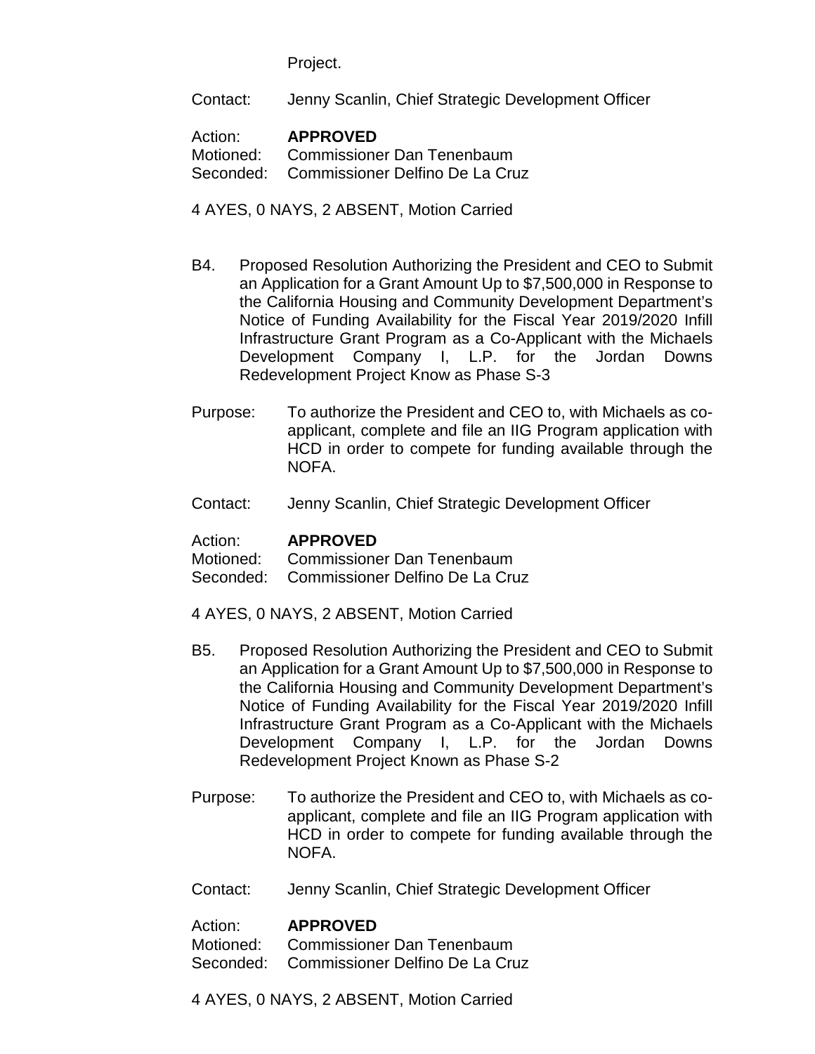Project.

Contact: Jenny Scanlin, Chief Strategic Development Officer

Action: **APPROVED**
Motioned: Commissioner Dan Tenenbaum
Seconded: Commissioner Delfino De La Cruz

4 AYES, 0 NAYS, 2 ABSENT, Motion Carried

B4. Proposed Resolution Authorizing the President and CEO to Submit an Application for a Grant Amount Up to $7,500,000 in Response to the California Housing and Community Development Department's Notice of Funding Availability for the Fiscal Year 2019/2020 Infill Infrastructure Grant Program as a Co-Applicant with the Michaels Development Company I, L.P. for the Jordan Downs Redevelopment Project Know as Phase S-3

Purpose: To authorize the President and CEO to, with Michaels as co-applicant, complete and file an IIG Program application with HCD in order to compete for funding available through the NOFA.

Contact: Jenny Scanlin, Chief Strategic Development Officer

Action: **APPROVED**
Motioned: Commissioner Dan Tenenbaum
Seconded: Commissioner Delfino De La Cruz

4 AYES, 0 NAYS, 2 ABSENT, Motion Carried

B5. Proposed Resolution Authorizing the President and CEO to Submit an Application for a Grant Amount Up to $7,500,000 in Response to the California Housing and Community Development Department's Notice of Funding Availability for the Fiscal Year 2019/2020 Infill Infrastructure Grant Program as a Co-Applicant with the Michaels Development Company I, L.P. for the Jordan Downs Redevelopment Project Known as Phase S-2

Purpose: To authorize the President and CEO to, with Michaels as co-applicant, complete and file an IIG Program application with HCD in order to compete for funding available through the NOFA.

Contact: Jenny Scanlin, Chief Strategic Development Officer

Action: **APPROVED**
Motioned: Commissioner Dan Tenenbaum
Seconded: Commissioner Delfino De La Cruz

4 AYES, 0 NAYS, 2 ABSENT, Motion Carried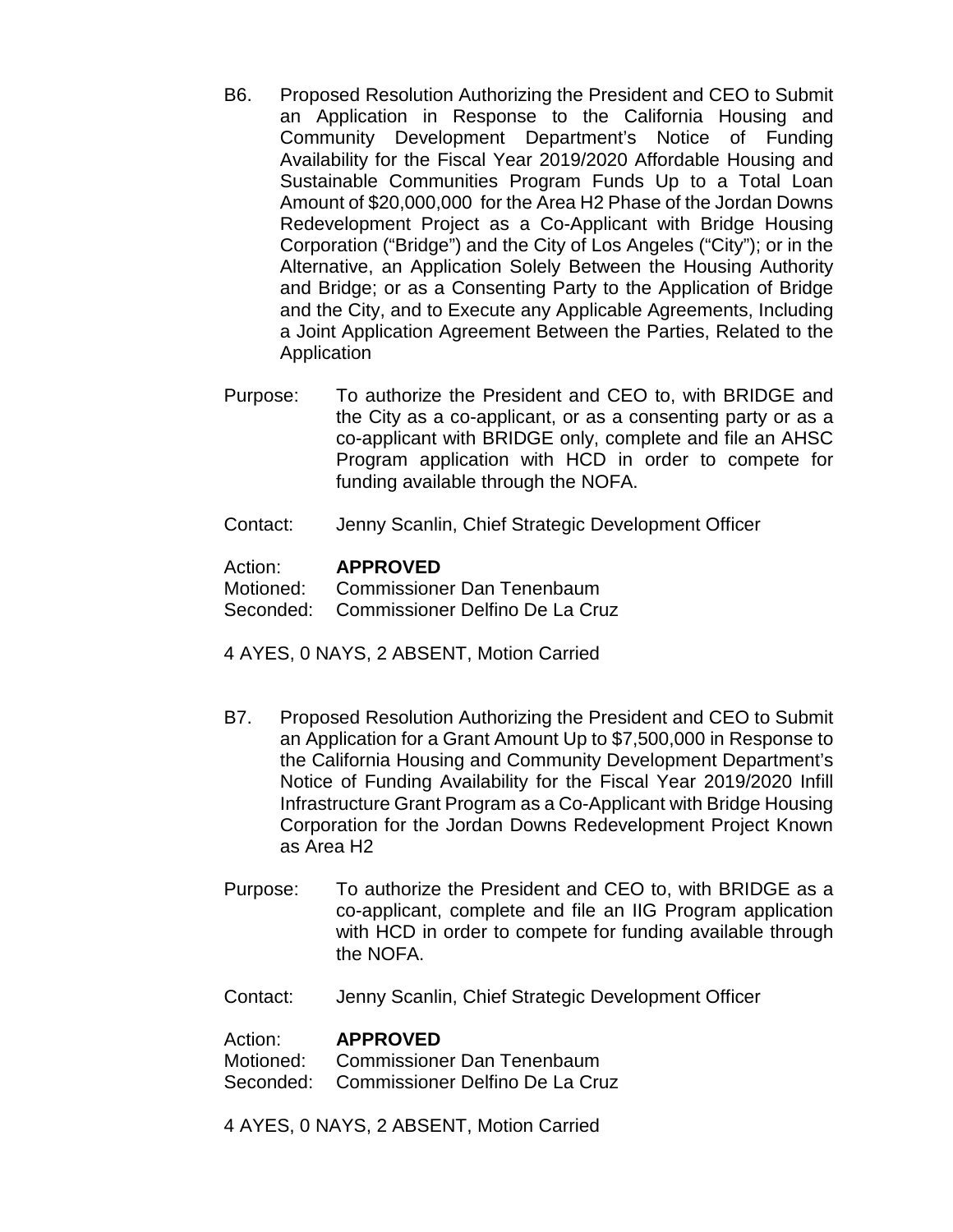B6. Proposed Resolution Authorizing the President and CEO to Submit an Application in Response to the California Housing and Community Development Department's Notice of Funding Availability for the Fiscal Year 2019/2020 Affordable Housing and Sustainable Communities Program Funds Up to a Total Loan Amount of $20,000,000 for the Area H2 Phase of the Jordan Downs Redevelopment Project as a Co-Applicant with Bridge Housing Corporation ("Bridge") and the City of Los Angeles ("City"); or in the Alternative, an Application Solely Between the Housing Authority and Bridge; or as a Consenting Party to the Application of Bridge and the City, and to Execute any Applicable Agreements, Including a Joint Application Agreement Between the Parties, Related to the Application

Purpose: To authorize the President and CEO to, with BRIDGE and the City as a co-applicant, or as a consenting party or as a co-applicant with BRIDGE only, complete and file an AHSC Program application with HCD in order to compete for funding available through the NOFA.

Contact: Jenny Scanlin, Chief Strategic Development Officer

Action: **APPROVED**
Motioned: Commissioner Dan Tenenbaum
Seconded: Commissioner Delfino De La Cruz

4 AYES, 0 NAYS, 2 ABSENT, Motion Carried

B7. Proposed Resolution Authorizing the President and CEO to Submit an Application for a Grant Amount Up to $7,500,000 in Response to the California Housing and Community Development Department's Notice of Funding Availability for the Fiscal Year 2019/2020 Infill Infrastructure Grant Program as a Co-Applicant with Bridge Housing Corporation for the Jordan Downs Redevelopment Project Known as Area H2

Purpose: To authorize the President and CEO to, with BRIDGE as a co-applicant, complete and file an IIG Program application with HCD in order to compete for funding available through the NOFA.

Contact: Jenny Scanlin, Chief Strategic Development Officer

Action: **APPROVED**
Motioned: Commissioner Dan Tenenbaum
Seconded: Commissioner Delfino De La Cruz

4 AYES, 0 NAYS, 2 ABSENT, Motion Carried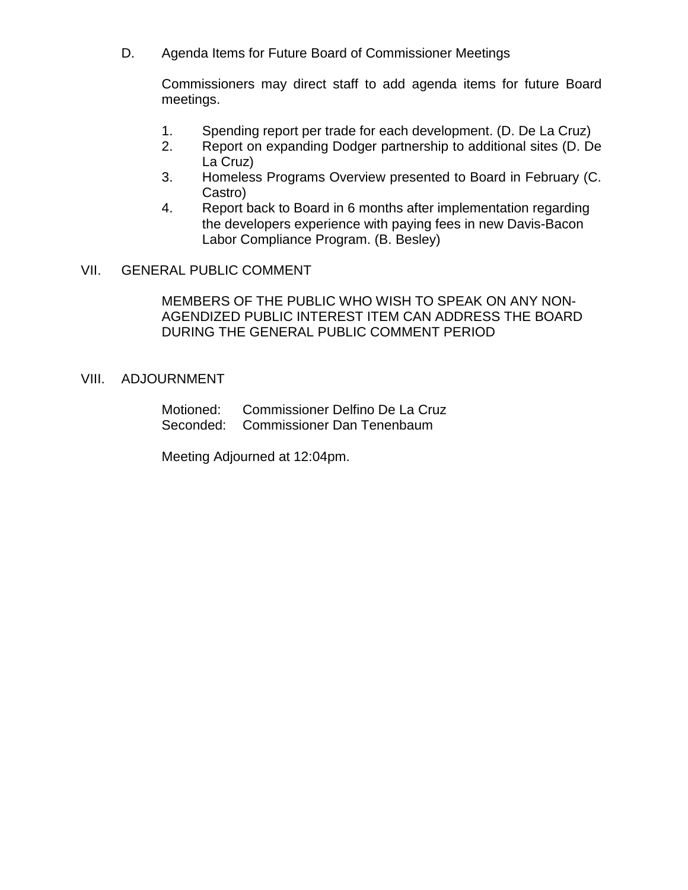D. Agenda Items for Future Board of Commissioner Meetings

Commissioners may direct staff to add agenda items for future Board meetings.

1. Spending report per trade for each development. (D. De La Cruz)
2. Report on expanding Dodger partnership to additional sites (D. De La Cruz)
3. Homeless Programs Overview presented to Board in February (C. Castro)
4. Report back to Board in 6 months after implementation regarding the developers experience with paying fees in new Davis-Bacon Labor Compliance Program. (B. Besley)

## VII. GENERAL PUBLIC COMMENT

MEMBERS OF THE PUBLIC WHO WISH TO SPEAK ON ANY NON-AGENDIZED PUBLIC INTEREST ITEM CAN ADDRESS THE BOARD DURING THE GENERAL PUBLIC COMMENT PERIOD

## VIII. ADJOURNMENT

Motioned: Commissioner Delfino De La Cruz
Seconded: Commissioner Dan Tenenbaum

Meeting Adjourned at 12:04pm.